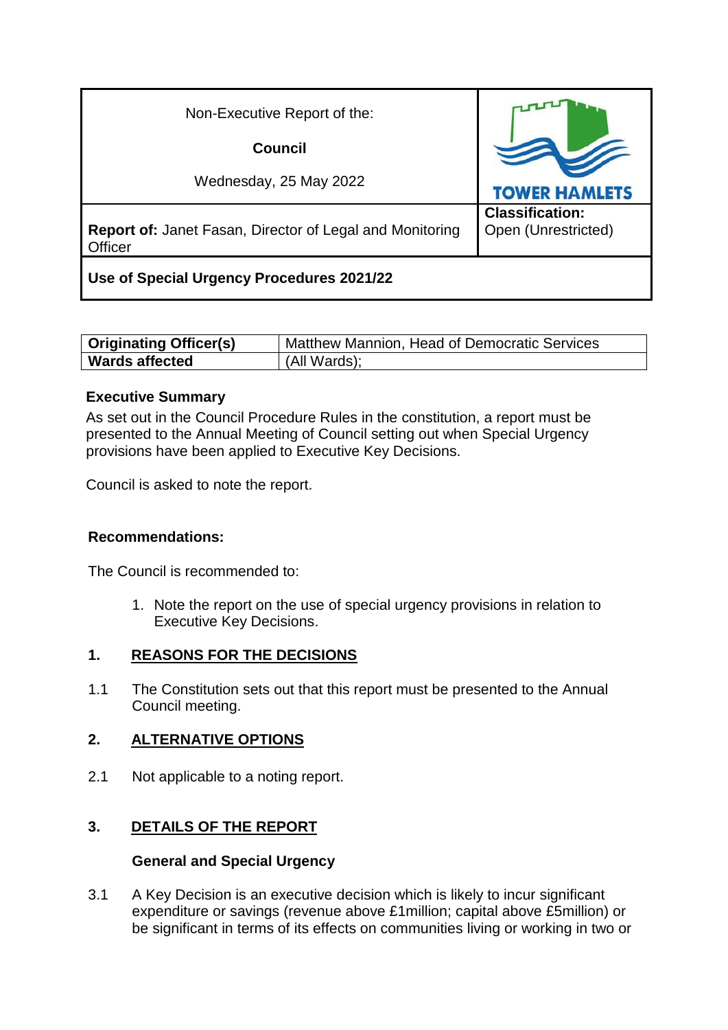| Non-Executive Report of the:<br><br>**Council**<br><br>Wednesday, 25 May 2022 | TOWER HAMLETS |
|---|---|
| **Report of:** Janet Fasan, Director of Legal and Monitoring Officer | **Classification:**<br>Open (Unrestricted) |
| **Use of Special Urgency Procedures 2021/22** | |

| **Originating Officer(s)** | Matthew Mannion, Head of Democratic Services |
|---|---|
| **Wards affected** | (All Wards); |

**Executive Summary**

As set out in the Council Procedure Rules in the constitution, a report must be presented to the Annual Meeting of Council setting out when Special Urgency provisions have been applied to Executive Key Decisions.

Council is asked to note the report.

**Recommendations:**

The Council is recommended to:

1. Note the report on the use of special urgency provisions in relation to Executive Key Decisions.

## 1. REASONS FOR THE DECISIONS

1.1 The Constitution sets out that this report must be presented to the Annual Council meeting.

## 2. ALTERNATIVE OPTIONS

2.1 Not applicable to a noting report.

## 3. DETAILS OF THE REPORT

### General and Special Urgency

3.1 A Key Decision is an executive decision which is likely to incur significant expenditure or savings (revenue above £1million; capital above £5million) or be significant in terms of its effects on communities living or working in two or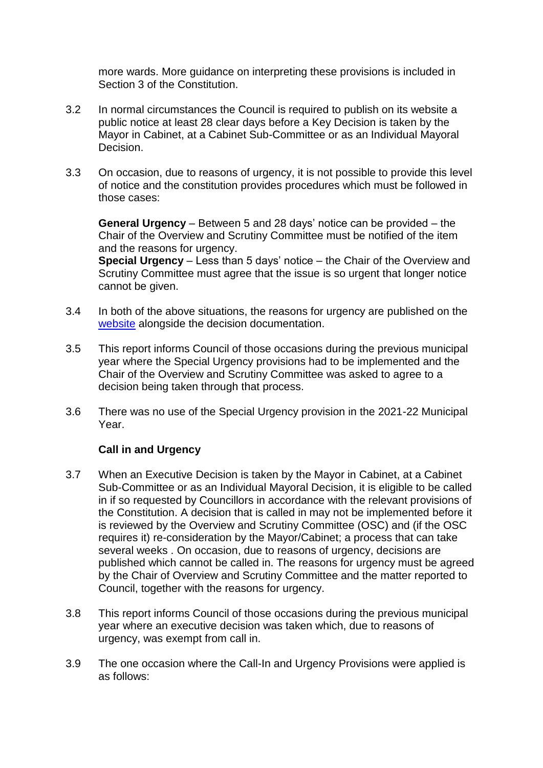more wards. More guidance on interpreting these provisions is included in Section 3 of the Constitution.

3.2 In normal circumstances the Council is required to publish on its website a public notice at least 28 clear days before a Key Decision is taken by the Mayor in Cabinet, at a Cabinet Sub-Committee or as an Individual Mayoral Decision.

3.3 On occasion, due to reasons of urgency, it is not possible to provide this level of notice and the constitution provides procedures which must be followed in those cases:

**General Urgency** – Between 5 and 28 days' notice can be provided – the Chair of the Overview and Scrutiny Committee must be notified of the item and the reasons for urgency.
**Special Urgency** – Less than 5 days' notice – the Chair of the Overview and Scrutiny Committee must agree that the issue is so urgent that longer notice cannot be given.

3.4 In both of the above situations, the reasons for urgency are published on the website alongside the decision documentation.

3.5 This report informs Council of those occasions during the previous municipal year where the Special Urgency provisions had to be implemented and the Chair of the Overview and Scrutiny Committee was asked to agree to a decision being taken through that process.

3.6 There was no use of the Special Urgency provision in the 2021-22 Municipal Year.

**Call in and Urgency**

3.7 When an Executive Decision is taken by the Mayor in Cabinet, at a Cabinet Sub-Committee or as an Individual Mayoral Decision, it is eligible to be called in if so requested by Councillors in accordance with the relevant provisions of the Constitution. A decision that is called in may not be implemented before it is reviewed by the Overview and Scrutiny Committee (OSC) and (if the OSC requires it) re-consideration by the Mayor/Cabinet; a process that can take several weeks . On occasion, due to reasons of urgency, decisions are published which cannot be called in. The reasons for urgency must be agreed by the Chair of Overview and Scrutiny Committee and the matter reported to Council, together with the reasons for urgency.

3.8 This report informs Council of those occasions during the previous municipal year where an executive decision was taken which, due to reasons of urgency, was exempt from call in.

3.9 The one occasion where the Call-In and Urgency Provisions were applied is as follows: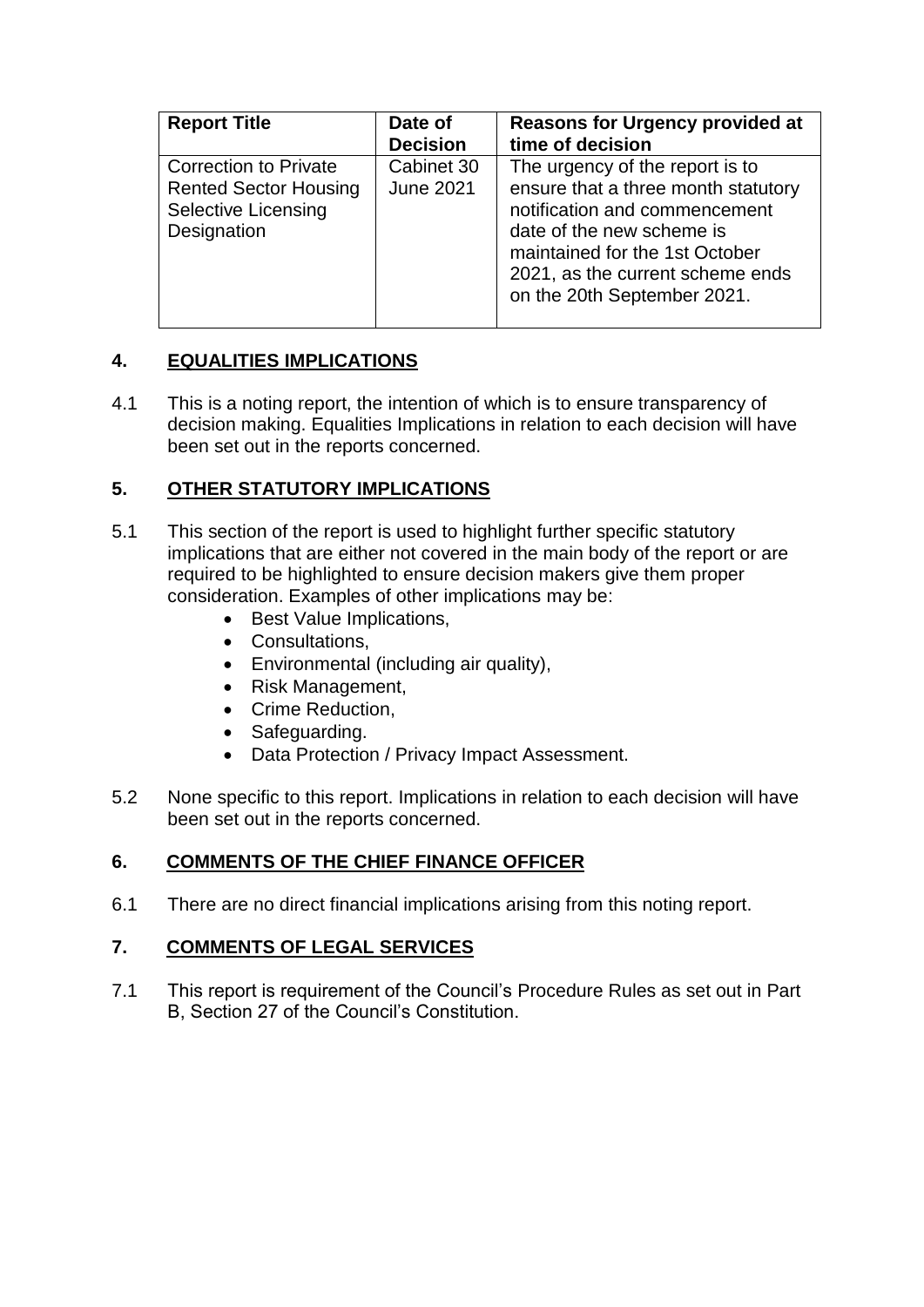| Report Title | Date of Decision | Reasons for Urgency provided at time of decision |
|---|---|---|
| Correction to Private Rented Sector Housing Selective Licensing Designation | Cabinet 30 June 2021 | The urgency of the report is to ensure that a three month statutory notification and commencement date of the new scheme is maintained for the 1st October 2021, as the current scheme ends on the 20th September 2021. |

## 4. EQUALITIES IMPLICATIONS

4.1 This is a noting report, the intention of which is to ensure transparency of decision making. Equalities Implications in relation to each decision will have been set out in the reports concerned.

## 5. OTHER STATUTORY IMPLICATIONS

5.1 This section of the report is used to highlight further specific statutory implications that are either not covered in the main body of the report or are required to be highlighted to ensure decision makers give them proper consideration. Examples of other implications may be:

- Best Value Implications,
- Consultations,
- Environmental (including air quality),
- Risk Management,
- Crime Reduction,
- Safeguarding.
- Data Protection / Privacy Impact Assessment.

5.2 None specific to this report. Implications in relation to each decision will have been set out in the reports concerned.

## 6. COMMENTS OF THE CHIEF FINANCE OFFICER

6.1 There are no direct financial implications arising from this noting report.

## 7. COMMENTS OF LEGAL SERVICES

7.1 This report is requirement of the Council's Procedure Rules as set out in Part B, Section 27 of the Council's Constitution.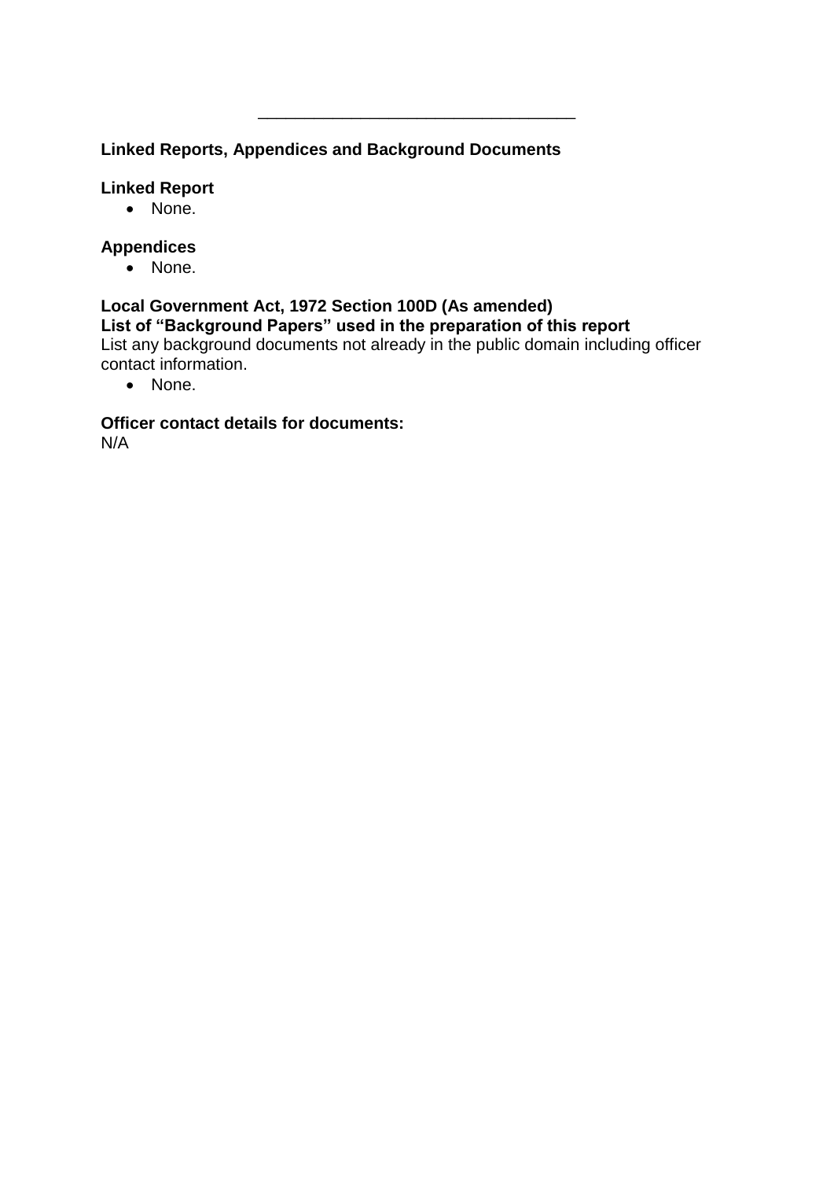---

**Linked Reports, Appendices and Background Documents**

**Linked Report**

- None.

**Appendices**

- None.

**Local Government Act, 1972 Section 100D (As amended)**
**List of "Background Papers" used in the preparation of this report**
List any background documents not already in the public domain including officer contact information.

- None.

**Officer contact details for documents:**
N/A